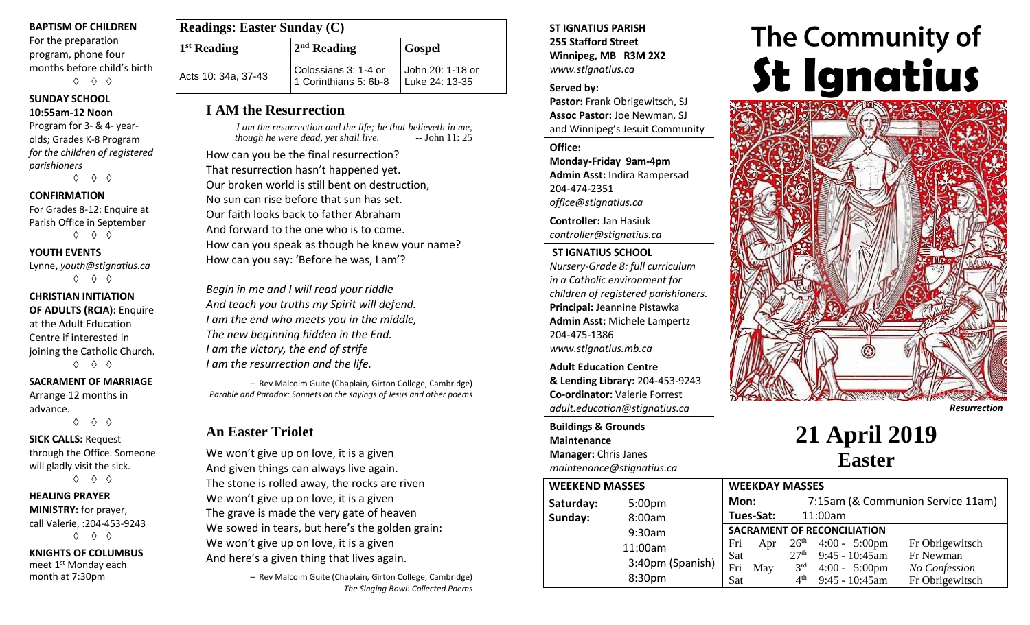**BAPTISM OF CHILDREN**

For the preparation program, phone four months before child's birth

◊ ◊ ◊

**SUNDAY SCHOOL**
**10:55am-12 Noon**

Program for 3- & 4- year-olds; Grades K-8 Program *for the children of registered parishioners*

◊ ◊ ◊

**CONFIRMATION**

For Grades 8-12: Enquire at Parish Office in September

◊ ◊ ◊

**YOUTH EVENTS**

Lynne**,** *youth@stignatius.ca*

◊ ◊ ◊

**CHRISTIAN INITIATION OF ADULTS (RCIA):** Enquire at the Adult Education Centre if interested in joining the Catholic Church.

◊ ◊ ◊

**SACRAMENT OF MARRIAGE**

Arrange 12 months in advance.

◊ ◊ ◊

**SICK CALLS:** Request through the Office. Someone will gladly visit the sick.

◊ ◊ ◊

**HEALING PRAYER MINISTRY:** for prayer, call Valerie, :204-453-9243

◊ ◊ ◊

**KNIGHTS OF COLUMBUS**
meet 1st Monday each month at 7:30pm

| Readings: Easter Sunday (C) | | |
|---|---|---|
| 1st Reading | 2nd Reading | Gospel |
| Acts 10: 34a, 37-43 | Colossians 3: 1-4 or 1 Corinthians 5: 6b-8 | John 20: 1-18 or Luke 24: 13-35 |

## I AM the Resurrection

*I am the resurrection and the life; he that believeth in me, though he were dead, yet shall live.* -- John 11: 25

How can you be the final resurrection?
That resurrection hasn't happened yet.
Our broken world is still bent on destruction,
No sun can rise before that sun has set.
Our faith looks back to father Abraham
And forward to the one who is to come.
How can you speak as though he knew your name?
How can you say: 'Before he was, I am'?

*Begin in me and I will read your riddle*
*And teach you truths my Spirit will defend.*
*I am the end who meets you in the middle,*
*The new beginning hidden in the End.*
*I am the victory, the end of strife*
*I am the resurrection and the life.*

– Rev Malcolm Guite (Chaplain, Girton College, Cambridge)
*Parable and Paradox: Sonnets on the sayings of Jesus and other poems*

## An Easter Triolet

We won't give up on love, it is a given
And given things can always live again.
The stone is rolled away, the rocks are riven
We won't give up on love, it is a given
The grave is made the very gate of heaven
We sowed in tears, but here's the golden grain:
We won't give up on love, it is a given
And here's a given thing that lives again.

– Rev Malcolm Guite (Chaplain, Girton College, Cambridge)
*The Singing Bowl: Collected Poems*

**ST IGNATIUS PARISH**
**255 Stafford Street**
**Winnipeg, MB R3M 2X2**
*www.stignatius.ca*

**Served by:**
**Pastor:** Frank Obrigewitsch, SJ
**Assoc Pastor:** Joe Newman, SJ
and Winnipeg's Jesuit Community

**Office:**
**Monday-Friday 9am-4pm**
**Admin Asst:** Indira Rampersad
204-474-2351
*office@stignatius.ca*

**Controller:** Jan Hasiuk
*controller@stignatius.ca*

**ST IGNATIUS SCHOOL**
*Nursery-Grade 8: full curriculum in a Catholic environment for children of registered parishioners.*
**Principal:** Jeannine Pistawka
**Admin Asst:** Michele Lampertz
204-475-1386
*www.stignatius.mb.ca*

**Adult Education Centre & Lending Library:** 204-453-9243
**Co-ordinator:** Valerie Forrest
*adult.education@stignatius.ca*

**Buildings & Grounds Maintenance Manager:** Chris Janes
*maintenance@stignatius.ca*

# The Community of St Ignatius

*Resurrection*

# 21 April 2019
## Easter

| WEEKEND MASSES | |
|---|---|
| Saturday: | 5:00pm |
| Sunday: | 8:00am |
| | 9:30am |
| | 11:00am |
| | 3:40pm (Spanish) |
| | 8:30pm |

**WEEKDAY MASSES**

| | |
|---|---|
| Mon: | 7:15am (& Communion Service 11am) |
| Tues-Sat: | 11:00am |

**SACRAMENT OF RECONCILIATION**

| | | | | |
|---|---|---|---|---|
| Fri | Apr | 26th | 4:00 - 5:00pm | Fr Obrigewitsch |
| Sat | | 27th | 9:45 - 10:45am | Fr Newman |
| Fri | May | 3rd | 4:00 - 5:00pm | *No Confession* |
| Sat | | 4th | 9:45 - 10:45am | Fr Obrigewitsch |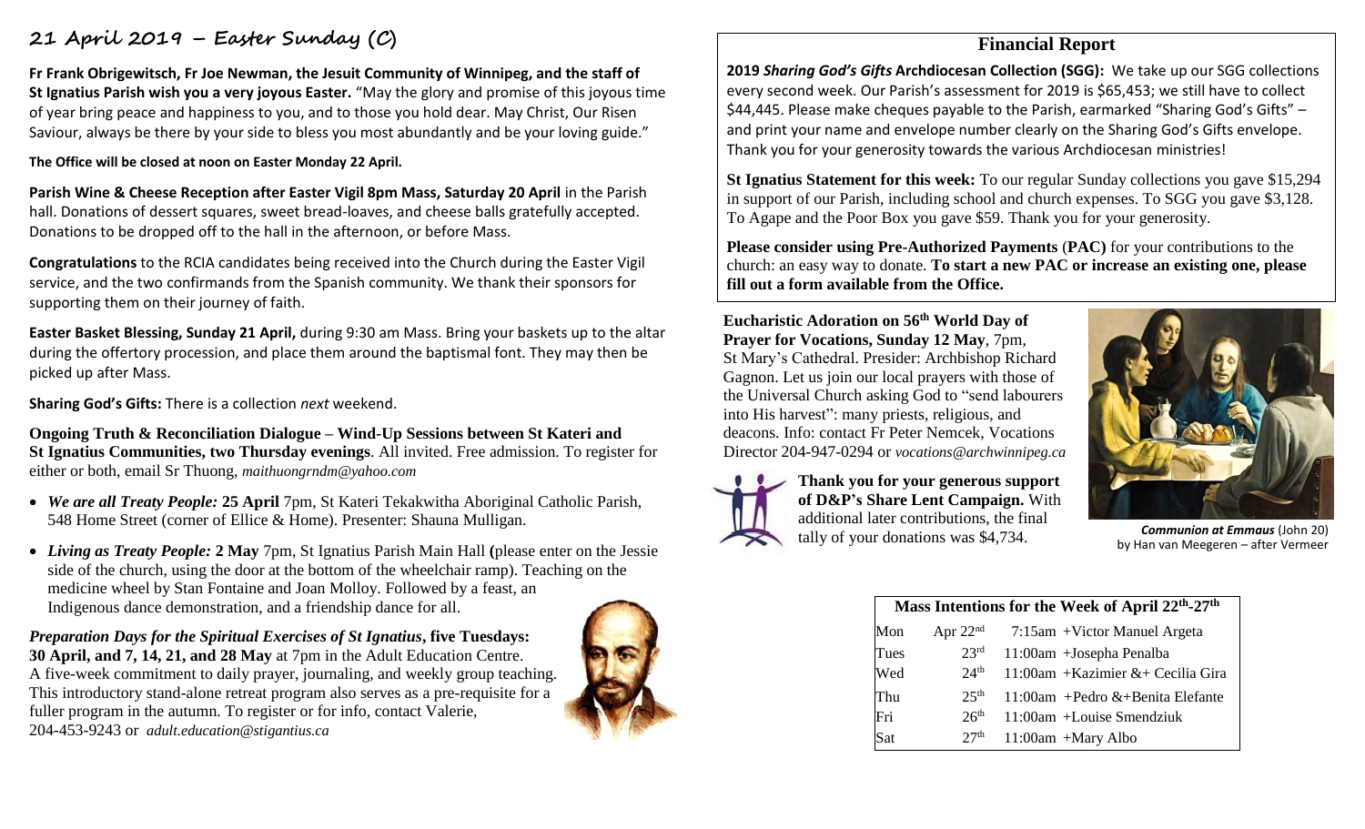# 21 April 2019 – Easter Sunday (C)

**Fr Frank Obrigewitsch, Fr Joe Newman, the Jesuit Community of Winnipeg, and the staff of St Ignatius Parish wish you a very joyous Easter.** "May the glory and promise of this joyous time of year bring peace and happiness to you, and to those you hold dear. May Christ, Our Risen Saviour, always be there by your side to bless you most abundantly and be your loving guide."

**The Office will be closed at noon on Easter Monday 22 April.**

**Parish Wine & Cheese Reception after Easter Vigil 8pm Mass, Saturday 20 April** in the Parish hall. Donations of dessert squares, sweet bread-loaves, and cheese balls gratefully accepted. Donations to be dropped off to the hall in the afternoon, or before Mass.

**Congratulations** to the RCIA candidates being received into the Church during the Easter Vigil service, and the two confirmands from the Spanish community. We thank their sponsors for supporting them on their journey of faith.

**Easter Basket Blessing, Sunday 21 April,** during 9:30 am Mass. Bring your baskets up to the altar during the offertory procession, and place them around the baptismal font. They may then be picked up after Mass.

**Sharing God's Gifts:** There is a collection *next* weekend.

**Ongoing Truth & Reconciliation Dialogue – Wind-Up Sessions between St Kateri and St Ignatius Communities, two Thursday evenings**. All invited. Free admission. To register for either or both, email Sr Thuong, *maithuongrndm@yahoo.com*

- *We are all Treaty People:* **25 April** 7pm, St Kateri Tekakwitha Aboriginal Catholic Parish, 548 Home Street (corner of Ellice & Home). Presenter: Shauna Mulligan.
- *Living as Treaty People:* **2 May** 7pm, St Ignatius Parish Main Hall **(**please enter on the Jessie side of the church, using the door at the bottom of the wheelchair ramp). Teaching on the medicine wheel by Stan Fontaine and Joan Molloy. Followed by a feast, an Indigenous dance demonstration, and a friendship dance for all.

***Preparation Days for the Spiritual Exercises of St Ignatius*, five Tuesdays: 30 April, and 7, 14, 21, and 28 May** at 7pm in the Adult Education Centre. A five-week commitment to daily prayer, journaling, and weekly group teaching. This introductory stand-alone retreat program also serves as a pre-requisite for a fuller program in the autumn. To register or for info, contact Valerie, 204-453-9243 or *adult.education@stigantius.ca*

## Financial Report

**2019 *Sharing God's Gifts* Archdiocesan Collection (SGG):** We take up our SGG collections every second week. Our Parish's assessment for 2019 is $65,453; we still have to collect $44,445. Please make cheques payable to the Parish, earmarked "Sharing God's Gifts" – and print your name and envelope number clearly on the Sharing God's Gifts envelope. Thank you for your generosity towards the various Archdiocesan ministries!

**St Ignatius Statement for this week:** To our regular Sunday collections you gave $15,294 in support of our Parish, including school and church expenses. To SGG you gave $3,128. To Agape and the Poor Box you gave $59. Thank you for your generosity.

**Please consider using Pre-Authorized Payments** (**PAC)** for your contributions to the church: an easy way to donate. **To start a new PAC or increase an existing one, please fill out a form available from the Office.**

**Eucharistic Adoration on 56th World Day of Prayer for Vocations, Sunday 12 May**, 7pm, St Mary's Cathedral. Presider: Archbishop Richard Gagnon. Let us join our local prayers with those of the Universal Church asking God to "send labourers into His harvest": many priests, religious, and deacons. Info: contact Fr Peter Nemcek, Vocations Director 204-947-0294 or *vocations@archwinnipeg.ca*

***Communion at Emmaus*** (John 20) by Han van Meegeren – after Vermeer

**Thank you for your generous support of D&P's Share Lent Campaign.** With additional later contributions, the final tally of your donations was $4,734.

**Mass Intentions for the Week of April 22nd-27th**

| | | |
|---|---|---|
| Mon | Apr 22nd | 7:15am +Victor Manuel Argeta |
| Tues | 23rd | 11:00am +Josepha Penalba |
| Wed | 24th | 11:00am +Kazimier &+ Cecilia Gira |
| Thu | 25th | 11:00am +Pedro &+Benita Elefante |
| Fri | 26th | 11:00am +Louise Smendziuk |
| Sat | 27th | 11:00am +Mary Albo |